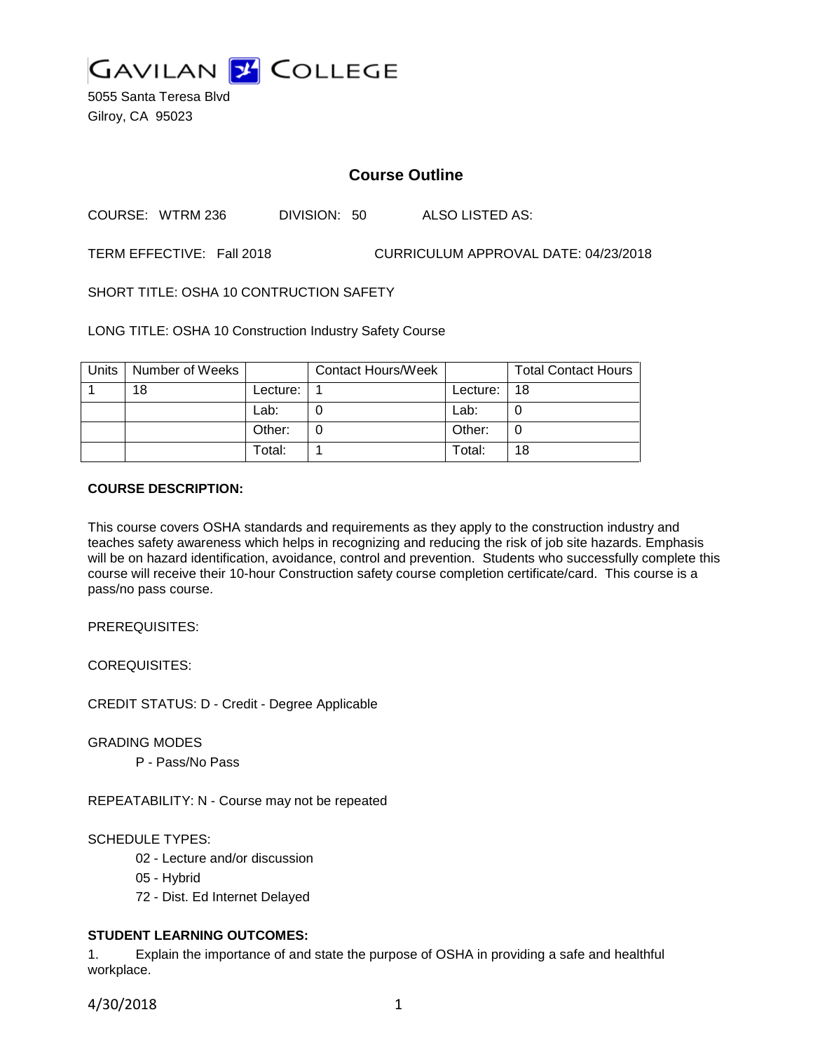# GAVILAN COLLEGE

5055 Santa Teresa Blvd
Gilroy, CA 95023

## Course Outline

COURSE: WTRM 236 DIVISION: 50 ALSO LISTED AS:

TERM EFFECTIVE: Fall 2018 CURRICULUM APPROVAL DATE: 04/23/2018

SHORT TITLE: OSHA 10 CONTRUCTION SAFETY

LONG TITLE: OSHA 10 Construction Industry Safety Course

| Units | Number of Weeks | | Contact Hours/Week | | Total Contact Hours |
|---|---|---|---|---|---|
| 1 | 18 | Lecture: | 1 | Lecture: | 18 |
| | | Lab: | 0 | Lab: | 0 |
| | | Other: | 0 | Other: | 0 |
| | | Total: | 1 | Total: | 18 |

**COURSE DESCRIPTION:**

This course covers OSHA standards and requirements as they apply to the construction industry and teaches safety awareness which helps in recognizing and reducing the risk of job site hazards. Emphasis will be on hazard identification, avoidance, control and prevention. Students who successfully complete this course will receive their 10-hour Construction safety course completion certificate/card. This course is a pass/no pass course.

PREREQUISITES:

COREQUISITES:

CREDIT STATUS: D - Credit - Degree Applicable

GRADING MODES

P - Pass/No Pass

REPEATABILITY: N - Course may not be repeated

SCHEDULE TYPES:

02 - Lecture and/or discussion

05 - Hybrid

72 - Dist. Ed Internet Delayed

**STUDENT LEARNING OUTCOMES:**

1. Explain the importance of and state the purpose of OSHA in providing a safe and healthful workplace.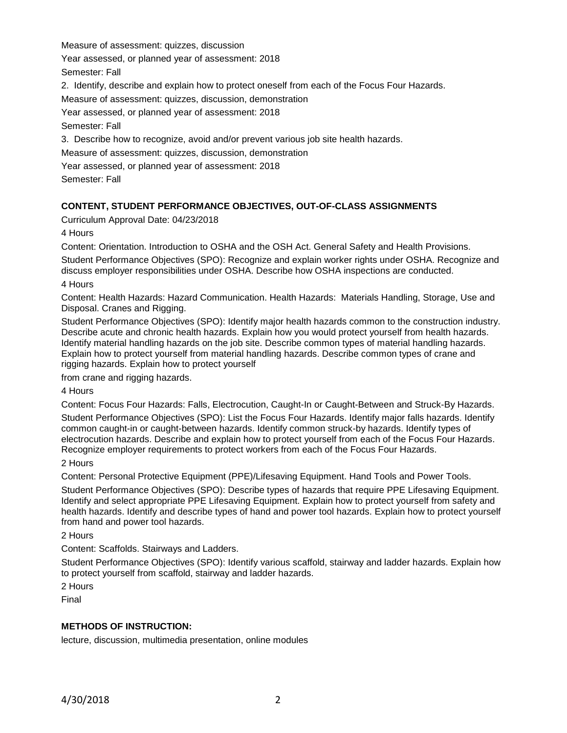Measure of assessment: quizzes, discussion

Year assessed, or planned year of assessment: 2018

Semester: Fall

2. Identify, describe and explain how to protect oneself from each of the Focus Four Hazards.

Measure of assessment: quizzes, discussion, demonstration

Year assessed, or planned year of assessment: 2018

Semester: Fall

3. Describe how to recognize, avoid and/or prevent various job site health hazards.

Measure of assessment: quizzes, discussion, demonstration

Year assessed, or planned year of assessment: 2018

Semester: Fall

## CONTENT, STUDENT PERFORMANCE OBJECTIVES, OUT-OF-CLASS ASSIGNMENTS

Curriculum Approval Date: 04/23/2018

4 Hours

Content: Orientation. Introduction to OSHA and the OSH Act. General Safety and Health Provisions.

Student Performance Objectives (SPO): Recognize and explain worker rights under OSHA. Recognize and discuss employer responsibilities under OSHA. Describe how OSHA inspections are conducted.

4 Hours

Content: Health Hazards: Hazard Communication. Health Hazards: Materials Handling, Storage, Use and Disposal. Cranes and Rigging.

Student Performance Objectives (SPO): Identify major health hazards common to the construction industry. Describe acute and chronic health hazards. Explain how you would protect yourself from health hazards. Identify material handling hazards on the job site. Describe common types of material handling hazards. Explain how to protect yourself from material handling hazards. Describe common types of crane and rigging hazards. Explain how to protect yourself from crane and rigging hazards.

4 Hours

Content: Focus Four Hazards: Falls, Electrocution, Caught-In or Caught-Between and Struck-By Hazards.

Student Performance Objectives (SPO): List the Focus Four Hazards. Identify major falls hazards. Identify common caught-in or caught-between hazards. Identify common struck-by hazards. Identify types of electrocution hazards. Describe and explain how to protect yourself from each of the Focus Four Hazards. Recognize employer requirements to protect workers from each of the Focus Four Hazards.

2 Hours

Content: Personal Protective Equipment (PPE)/Lifesaving Equipment. Hand Tools and Power Tools.

Student Performance Objectives (SPO): Describe types of hazards that require PPE Lifesaving Equipment. Identify and select appropriate PPE Lifesaving Equipment. Explain how to protect yourself from safety and health hazards. Identify and describe types of hand and power tool hazards. Explain how to protect yourself from hand and power tool hazards.

2 Hours

Content: Scaffolds. Stairways and Ladders.

Student Performance Objectives (SPO): Identify various scaffold, stairway and ladder hazards. Explain how to protect yourself from scaffold, stairway and ladder hazards.

2 Hours

Final

## METHODS OF INSTRUCTION:

lecture, discussion, multimedia presentation, online modules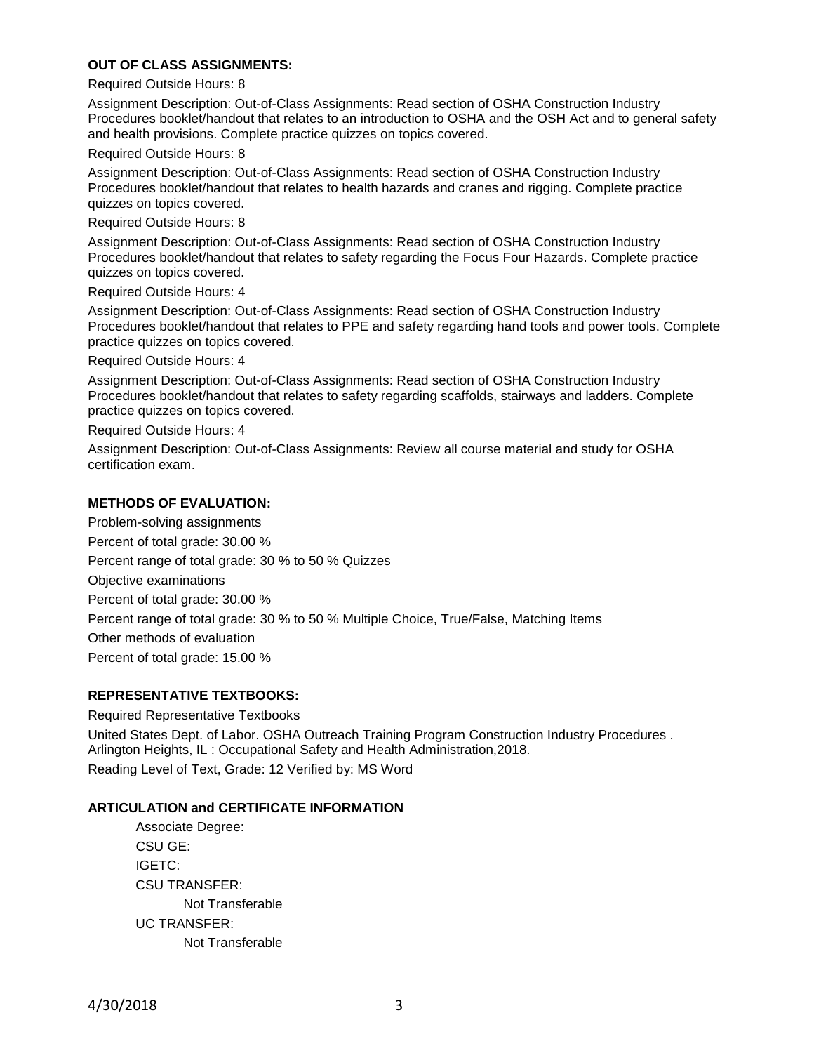**OUT OF CLASS ASSIGNMENTS:**

Required Outside Hours: 8

Assignment Description: Out-of-Class Assignments: Read section of OSHA Construction Industry Procedures booklet/handout that relates to an introduction to OSHA and the OSH Act and to general safety and health provisions. Complete practice quizzes on topics covered.

Required Outside Hours: 8

Assignment Description: Out-of-Class Assignments: Read section of OSHA Construction Industry Procedures booklet/handout that relates to health hazards and cranes and rigging. Complete practice quizzes on topics covered.

Required Outside Hours: 8

Assignment Description: Out-of-Class Assignments: Read section of OSHA Construction Industry Procedures booklet/handout that relates to safety regarding the Focus Four Hazards. Complete practice quizzes on topics covered.

Required Outside Hours: 4

Assignment Description: Out-of-Class Assignments: Read section of OSHA Construction Industry Procedures booklet/handout that relates to PPE and safety regarding hand tools and power tools. Complete practice quizzes on topics covered.

Required Outside Hours: 4

Assignment Description: Out-of-Class Assignments: Read section of OSHA Construction Industry Procedures booklet/handout that relates to safety regarding scaffolds, stairways and ladders. Complete practice quizzes on topics covered.

Required Outside Hours: 4

Assignment Description: Out-of-Class Assignments: Review all course material and study for OSHA certification exam.

**METHODS OF EVALUATION:**

Problem-solving assignments

Percent of total grade: 30.00 %

Percent range of total grade: 30 % to 50 % Quizzes

Objective examinations

Percent of total grade: 30.00 %

Percent range of total grade: 30 % to 50 % Multiple Choice, True/False, Matching Items

Other methods of evaluation

Percent of total grade: 15.00 %

**REPRESENTATIVE TEXTBOOKS:**

Required Representative Textbooks

United States Dept. of Labor. OSHA Outreach Training Program Construction Industry Procedures . Arlington Heights, IL : Occupational Safety and Health Administration,2018.

Reading Level of Text, Grade: 12 Verified by: MS Word

**ARTICULATION and CERTIFICATE INFORMATION**

Associate Degree:

CSU GE:

IGETC:

CSU TRANSFER:

Not Transferable

UC TRANSFER:

Not Transferable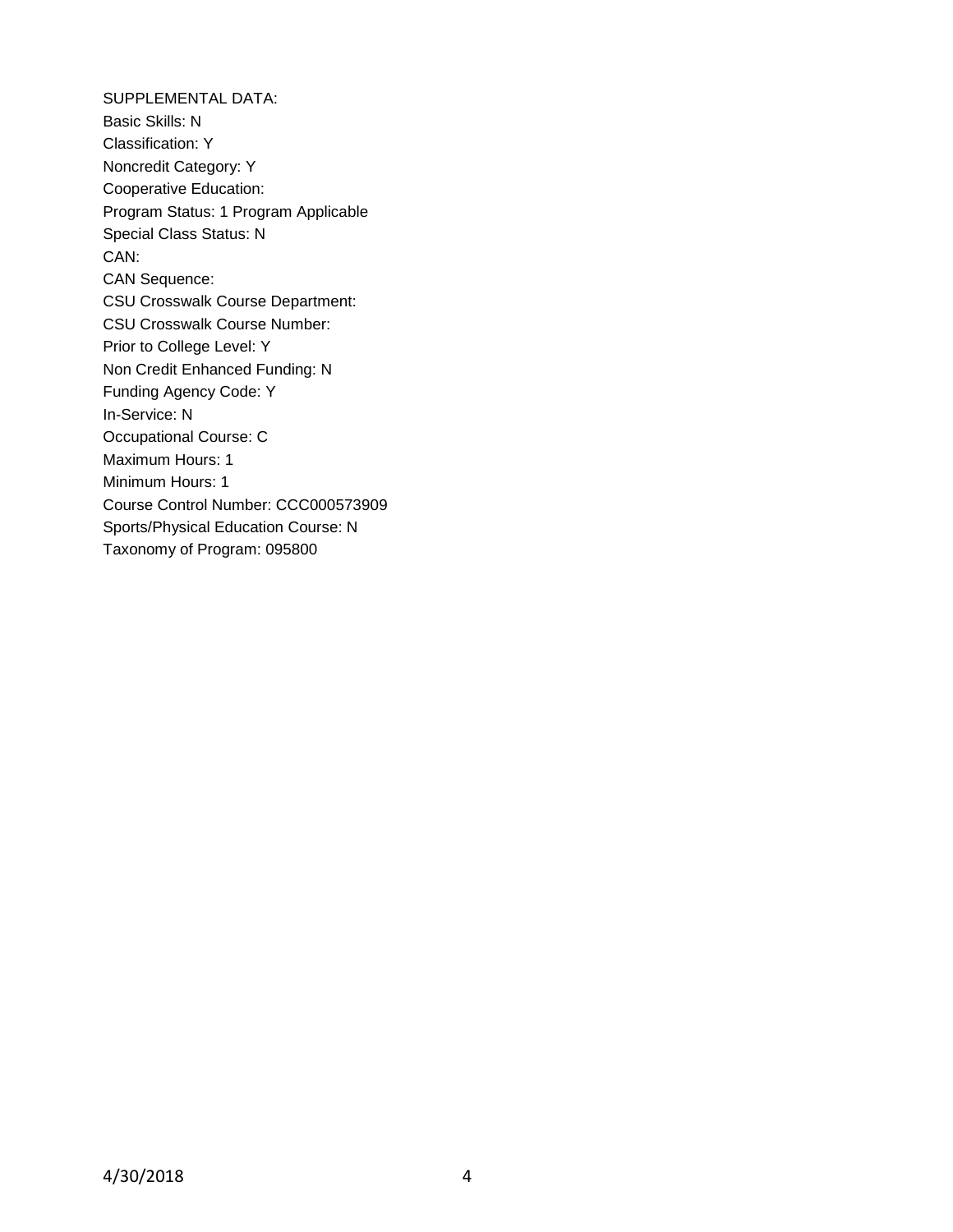SUPPLEMENTAL DATA:
Basic Skills: N
Classification: Y
Noncredit Category: Y
Cooperative Education:
Program Status: 1 Program Applicable
Special Class Status: N
CAN:
CAN Sequence:
CSU Crosswalk Course Department:
CSU Crosswalk Course Number:
Prior to College Level: Y
Non Credit Enhanced Funding: N
Funding Agency Code: Y
In-Service: N
Occupational Course: C
Maximum Hours: 1
Minimum Hours: 1
Course Control Number: CCC000573909
Sports/Physical Education Course: N
Taxonomy of Program: 095800